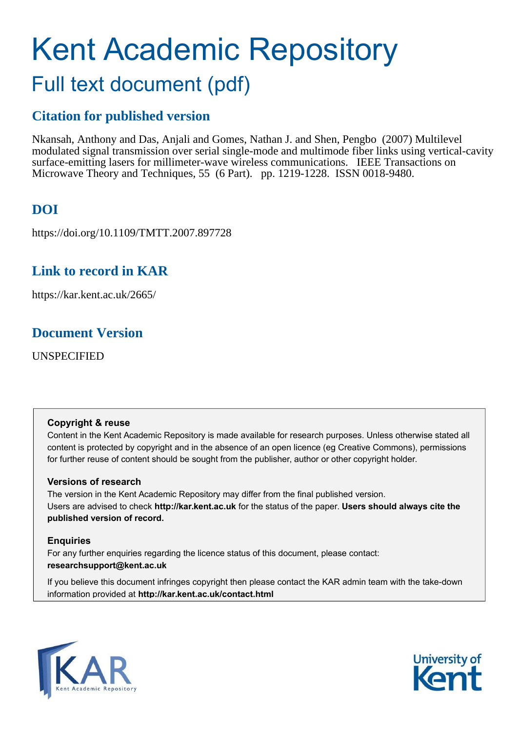# Kent Academic Repository

## Full text document (pdf)

### Citation for published version

Nkansah, Anthony and Das, Anjali and Gomes, Nathan J. and Shen, Pengbo (2007) Multilevel modulated signal transmission over serial single-mode and multimode fiber links using vertical-cavity surface-emitting lasers for millimeter-wave wireless communications. IEEE Transactions on Microwave Theory and Techniques, 55 (6 Part). pp. 1219-1228. ISSN 0018-9480.

### DOI

https://doi.org/10.1109/TMTT.2007.897728

### Link to record in KAR

https://kar.kent.ac.uk/2665/

### Document Version

UNSPECIFIED

**Copyright & reuse**

Content in the Kent Academic Repository is made available for research purposes. Unless otherwise stated all content is protected by copyright and in the absence of an open licence (eg Creative Commons), permissions for further reuse of content should be sought from the publisher, author or other copyright holder.

**Versions of research**

The version in the Kent Academic Repository may differ from the final published version. Users are advised to check **http://kar.kent.ac.uk** for the status of the paper. **Users should always cite the published version of record.**

**Enquiries**

For any further enquiries regarding the licence status of this document, please contact: **researchsupport@kent.ac.uk**

If you believe this document infringes copyright then please contact the KAR admin team with the take-down information provided at **http://kar.kent.ac.uk/contact.html**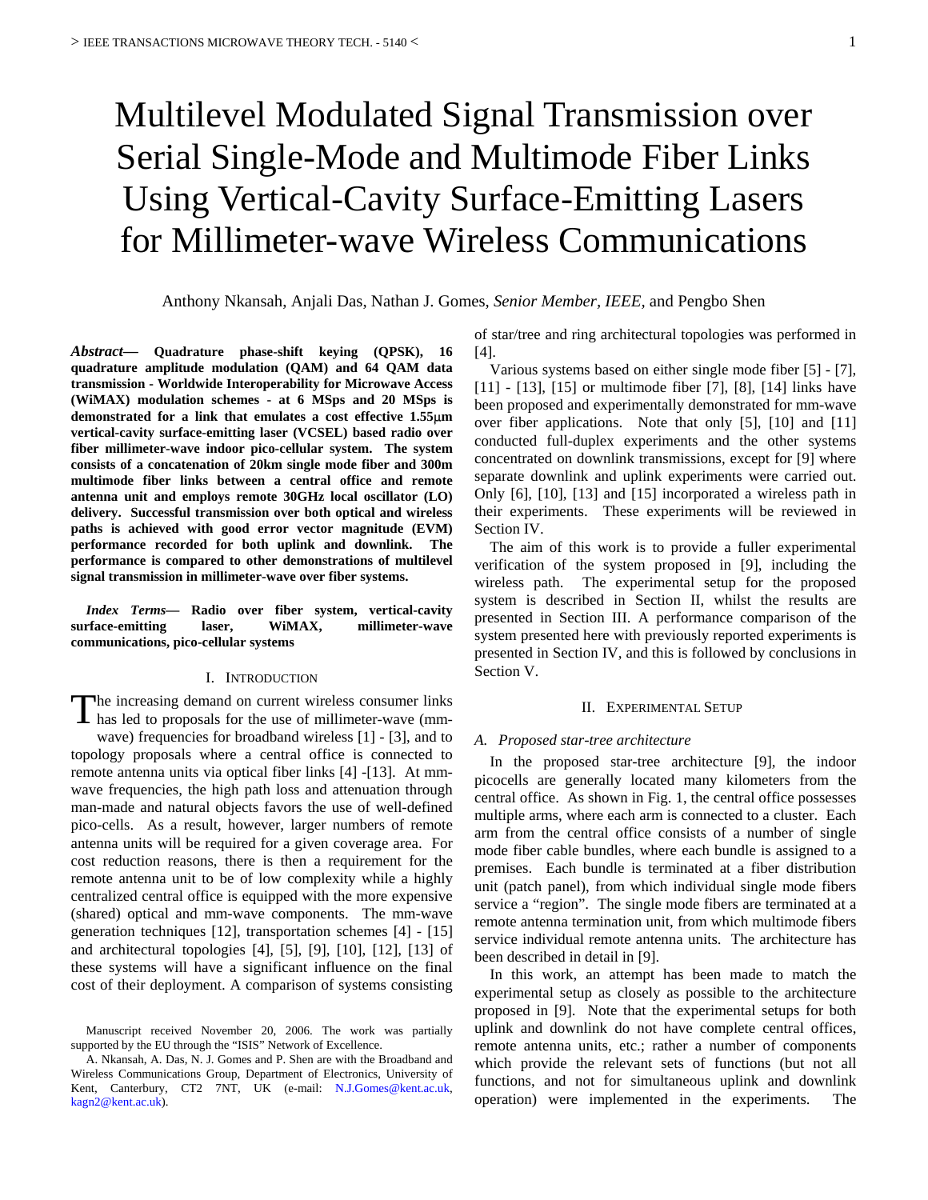# Multilevel Modulated Signal Transmission over Serial Single-Mode and Multimode Fiber Links Using Vertical-Cavity Surface-Emitting Lasers for Millimeter-wave Wireless Communications

Anthony Nkansah, Anjali Das, Nathan J. Gomes, *Senior Member, IEEE,* and Pengbo Shen

***Abstract*— Quadrature phase-shift keying (QPSK), 16 quadrature amplitude modulation (QAM) and 64 QAM data transmission - Worldwide Interoperability for Microwave Access (WiMAX) modulation schemes - at 6 MSps and 20 MSps is demonstrated for a link that emulates a cost effective 1.55μm vertical-cavity surface-emitting laser (VCSEL) based radio over fiber millimeter-wave indoor pico-cellular system. The system consists of a concatenation of 20km single mode fiber and 300m multimode fiber links between a central office and remote antenna unit and employs remote 30GHz local oscillator (LO) delivery. Successful transmission over both optical and wireless paths is achieved with good error vector magnitude (EVM) performance recorded for both uplink and downlink. The performance is compared to other demonstrations of multilevel signal transmission in millimeter-wave over fiber systems.**

***Index Terms*— Radio over fiber system, vertical-cavity surface-emitting laser, WiMAX, millimeter-wave communications, pico-cellular systems**

## I. Introduction

The increasing demand on current wireless consumer links has led to proposals for the use of millimeter-wave (mm-wave) frequencies for broadband wireless [1] - [3], and to topology proposals where a central office is connected to remote antenna units via optical fiber links [4] -[13]. At mm-wave frequencies, the high path loss and attenuation through man-made and natural objects favors the use of well-defined pico-cells. As a result, however, larger numbers of remote antenna units will be required for a given coverage area. For cost reduction reasons, there is then a requirement for the remote antenna unit to be of low complexity while a highly centralized central office is equipped with the more expensive (shared) optical and mm-wave components. The mm-wave generation techniques [12], transportation schemes [4] - [15] and architectural topologies [4], [5], [9], [10], [12], [13] of these systems will have a significant influence on the final cost of their deployment. A comparison of systems consisting of star/tree and ring architectural topologies was performed in [4].

Various systems based on either single mode fiber [5] - [7], [11] - [13], [15] or multimode fiber [7], [8], [14] links have been proposed and experimentally demonstrated for mm-wave over fiber applications. Note that only [5], [10] and [11] conducted full-duplex experiments and the other systems concentrated on downlink transmissions, except for [9] where separate downlink and uplink experiments were carried out. Only [6], [10], [13] and [15] incorporated a wireless path in their experiments. These experiments will be reviewed in Section IV.

The aim of this work is to provide a fuller experimental verification of the system proposed in [9], including the wireless path. The experimental setup for the proposed system is described in Section II, whilst the results are presented in Section III. A performance comparison of the system presented here with previously reported experiments is presented in Section IV, and this is followed by conclusions in Section V.

## II. Experimental Setup

### A. Proposed star-tree architecture

In the proposed star-tree architecture [9], the indoor picocells are generally located many kilometers from the central office. As shown in Fig. 1, the central office possesses multiple arms, where each arm is connected to a cluster. Each arm from the central office consists of a number of single mode fiber cable bundles, where each bundle is assigned to a premises. Each bundle is terminated at a fiber distribution unit (patch panel), from which individual single mode fibers service a "region". The single mode fibers are terminated at a remote antenna termination unit, from which multimode fibers service individual remote antenna units. The architecture has been described in detail in [9].

In this work, an attempt has been made to match the experimental setup as closely as possible to the architecture proposed in [9]. Note that the experimental setups for both uplink and downlink do not have complete central offices, remote antenna units, etc.; rather a number of components which provide the relevant sets of functions (but not all functions, and not for simultaneous uplink and downlink operation) were implemented in the experiments. The

Manuscript received November 20, 2006. The work was partially supported by the EU through the "ISIS" Network of Excellence.

A. Nkansah, A. Das, N. J. Gomes and P. Shen are with the Broadband and Wireless Communications Group, Department of Electronics, University of Kent, Canterbury, CT2 7NT, UK (e-mail: N.J.Gomes@kent.ac.uk, kagn2@kent.ac.uk).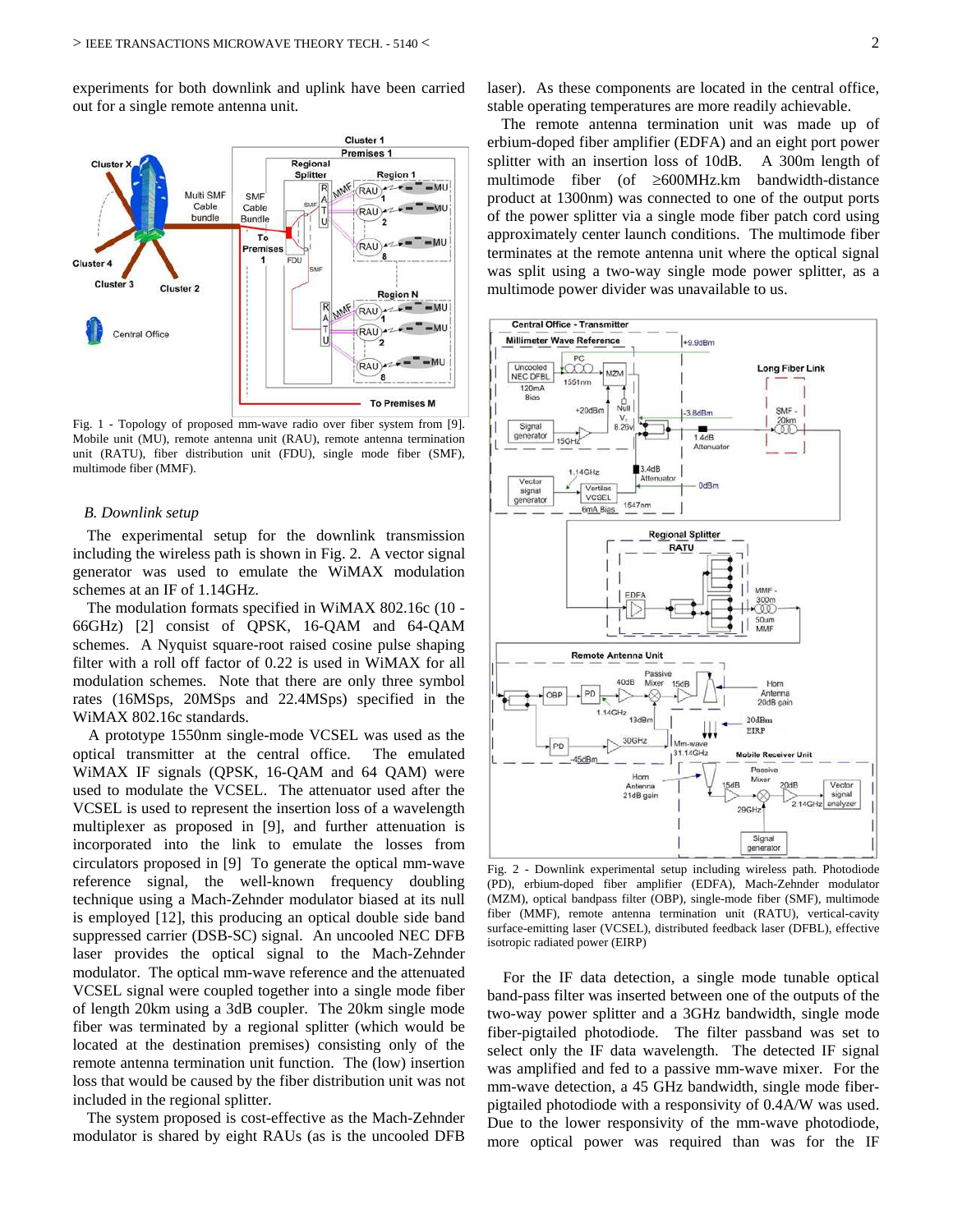experiments for both downlink and uplink have been carried out for a single remote antenna unit.

Fig. 1 - Topology of proposed mm-wave radio over fiber system from [9]. Mobile unit (MU), remote antenna unit (RAU), remote antenna termination unit (RATU), fiber distribution unit (FDU), single mode fiber (SMF), multimode fiber (MMF).

### *B. Downlink setup*

The experimental setup for the downlink transmission including the wireless path is shown in Fig. 2. A vector signal generator was used to emulate the WiMAX modulation schemes at an IF of 1.14GHz.

The modulation formats specified in WiMAX 802.16c (10 - 66GHz) [2] consist of QPSK, 16-QAM and 64-QAM schemes. A Nyquist square-root raised cosine pulse shaping filter with a roll off factor of 0.22 is used in WiMAX for all modulation schemes. Note that there are only three symbol rates (16MSps, 20MSps and 22.4MSps) specified in the WiMAX 802.16c standards.

A prototype 1550nm single-mode VCSEL was used as the optical transmitter at the central office. The emulated WiMAX IF signals (QPSK, 16-QAM and 64 QAM) were used to modulate the VCSEL. The attenuator used after the VCSEL is used to represent the insertion loss of a wavelength multiplexer as proposed in [9], and further attenuation is incorporated into the link to emulate the losses from circulators proposed in [9] To generate the optical mm-wave reference signal, the well-known frequency doubling technique using a Mach-Zehnder modulator biased at its null is employed [12], this producing an optical double side band suppressed carrier (DSB-SC) signal. An uncooled NEC DFB laser provides the optical signal to the Mach-Zehnder modulator. The optical mm-wave reference and the attenuated VCSEL signal were coupled together into a single mode fiber of length 20km using a 3dB coupler. The 20km single mode fiber was terminated by a regional splitter (which would be located at the destination premises) consisting only of the remote antenna termination unit function. The (low) insertion loss that would be caused by the fiber distribution unit was not included in the regional splitter.

The system proposed is cost-effective as the Mach-Zehnder modulator is shared by eight RAUs (as is the uncooled DFB laser). As these components are located in the central office, stable operating temperatures are more readily achievable.

The remote antenna termination unit was made up of erbium-doped fiber amplifier (EDFA) and an eight port power splitter with an insertion loss of 10dB. A 300m length of multimode fiber (of ≥600MHz.km bandwidth-distance product at 1300nm) was connected to one of the output ports of the power splitter via a single mode fiber patch cord using approximately center launch conditions. The multimode fiber terminates at the remote antenna unit where the optical signal was split using a two-way single mode power splitter, as a multimode power divider was unavailable to us.

Fig. 2 - Downlink experimental setup including wireless path. Photodiode (PD), erbium-doped fiber amplifier (EDFA), Mach-Zehnder modulator (MZM), optical bandpass filter (OBP), single-mode fiber (SMF), multimode fiber (MMF), remote antenna termination unit (RATU), vertical-cavity surface-emitting laser (VCSEL), distributed feedback laser (DFBL), effective isotropic radiated power (EIRP)

For the IF data detection, a single mode tunable optical band-pass filter was inserted between one of the outputs of the two-way power splitter and a 3GHz bandwidth, single mode fiber-pigtailed photodiode. The filter passband was set to select only the IF data wavelength. The detected IF signal was amplified and fed to a passive mm-wave mixer. For the mm-wave detection, a 45 GHz bandwidth, single mode fiber-pigtailed photodiode with a responsivity of 0.4A/W was used. Due to the lower responsivity of the mm-wave photodiode, more optical power was required than was for the IF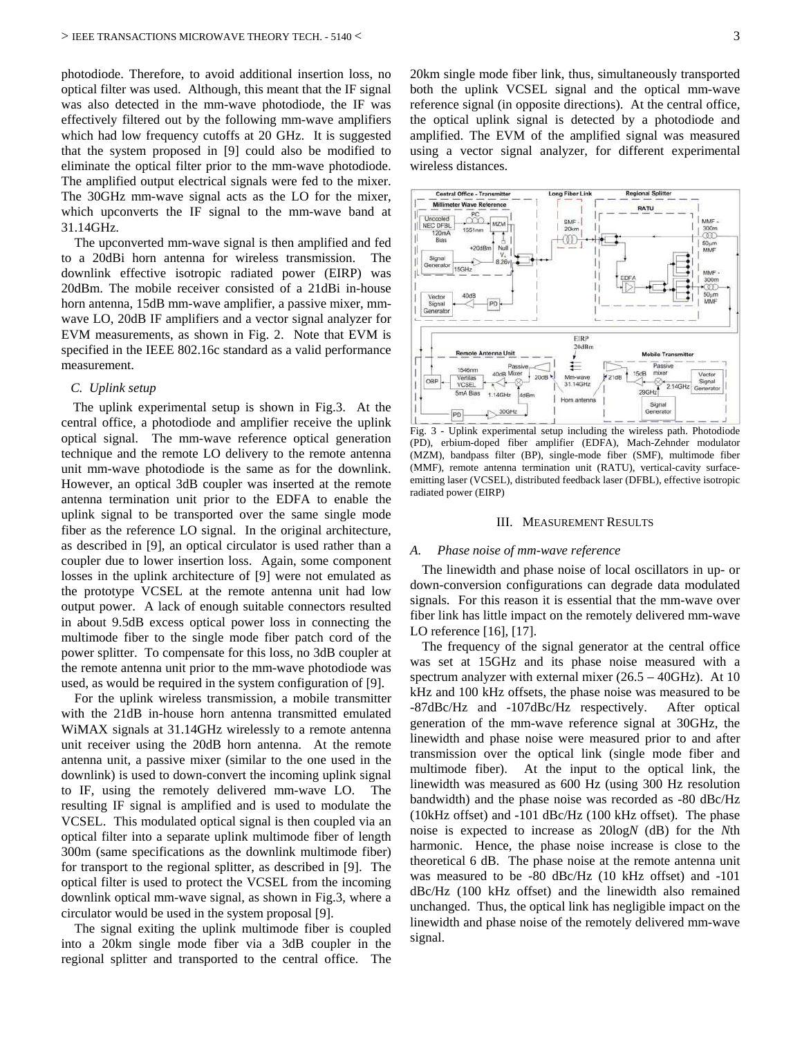photodiode. Therefore, to avoid additional insertion loss, no optical filter was used. Although, this meant that the IF signal was also detected in the mm-wave photodiode, the IF was effectively filtered out by the following mm-wave amplifiers which had low frequency cutoffs at 20 GHz. It is suggested that the system proposed in [9] could also be modified to eliminate the optical filter prior to the mm-wave photodiode. The amplified output electrical signals were fed to the mixer. The 30GHz mm-wave signal acts as the LO for the mixer, which upconverts the IF signal to the mm-wave band at 31.14GHz.

The upconverted mm-wave signal is then amplified and fed to a 20dBi horn antenna for wireless transmission. The downlink effective isotropic radiated power (EIRP) was 20dBm. The mobile receiver consisted of a 21dBi in-house horn antenna, 15dB mm-wave amplifier, a passive mixer, mm-wave LO, 20dB IF amplifiers and a vector signal analyzer for EVM measurements, as shown in Fig. 2. Note that EVM is specified in the IEEE 802.16c standard as a valid performance measurement.

### C. Uplink setup

The uplink experimental setup is shown in Fig.3. At the central office, a photodiode and amplifier receive the uplink optical signal. The mm-wave reference optical generation technique and the remote LO delivery to the remote antenna unit mm-wave photodiode is the same as for the downlink. However, an optical 3dB coupler was inserted at the remote antenna termination unit prior to the EDFA to enable the uplink signal to be transported over the same single mode fiber as the reference LO signal. In the original architecture, as described in [9], an optical circulator is used rather than a coupler due to lower insertion loss. Again, some component losses in the uplink architecture of [9] were not emulated as the prototype VCSEL at the remote antenna unit had low output power. A lack of enough suitable connectors resulted in about 9.5dB excess optical power loss in connecting the multimode fiber to the single mode fiber patch cord of the power splitter. To compensate for this loss, no 3dB coupler at the remote antenna unit prior to the mm-wave photodiode was used, as would be required in the system configuration of [9].

For the uplink wireless transmission, a mobile transmitter with the 21dB in-house horn antenna transmitted emulated WiMAX signals at 31.14GHz wirelessly to a remote antenna unit receiver using the 20dB horn antenna. At the remote antenna unit, a passive mixer (similar to the one used in the downlink) is used to down-convert the incoming uplink signal to IF, using the remotely delivered mm-wave LO. The resulting IF signal is amplified and is used to modulate the VCSEL. This modulated optical signal is then coupled via an optical filter into a separate uplink multimode fiber of length 300m (same specifications as the downlink multimode fiber) for transport to the regional splitter, as described in [9]. The optical filter is used to protect the VCSEL from the incoming downlink optical mm-wave signal, as shown in Fig.3, where a circulator would be used in the system proposal [9].

The signal exiting the uplink multimode fiber is coupled into a 20km single mode fiber via a 3dB coupler in the regional splitter and transported to the central office. The 20km single mode fiber link, thus, simultaneously transported both the uplink VCSEL signal and the optical mm-wave reference signal (in opposite directions). At the central office, the optical uplink signal is detected by a photodiode and amplified. The EVM of the amplified signal was measured using a vector signal analyzer, for different experimental wireless distances.

Fig. 3 - Uplink experimental setup including the wireless path. Photodiode (PD), erbium-doped fiber amplifier (EDFA), Mach-Zehnder modulator (MZM), bandpass filter (BP), single-mode fiber (SMF), multimode fiber (MMF), remote antenna termination unit (RATU), vertical-cavity surface-emitting laser (VCSEL), distributed feedback laser (DFBL), effective isotropic radiated power (EIRP)

## III. Measurement Results

### A. Phase noise of mm-wave reference

The linewidth and phase noise of local oscillators in up- or down-conversion configurations can degrade data modulated signals. For this reason it is essential that the mm-wave over fiber link has little impact on the remotely delivered mm-wave LO reference [16], [17].

The frequency of the signal generator at the central office was set at 15GHz and its phase noise measured with a spectrum analyzer with external mixer (26.5 – 40GHz). At 10 kHz and 100 kHz offsets, the phase noise was measured to be -87dBc/Hz and -107dBc/Hz respectively. After optical generation of the mm-wave reference signal at 30GHz, the linewidth and phase noise were measured prior to and after transmission over the optical link (single mode fiber and multimode fiber). At the input to the optical link, the linewidth was measured as 600 Hz (using 300 Hz resolution bandwidth) and the phase noise was recorded as -80 dBc/Hz (10kHz offset) and -101 dBc/Hz (100 kHz offset). The phase noise is expected to increase as $20\log N$ (dB) for the $N$th harmonic. Hence, the phase noise increase is close to the theoretical 6 dB. The phase noise at the remote antenna unit was measured to be -80 dBc/Hz (10 kHz offset) and -101 dBc/Hz (100 kHz offset) and the linewidth also remained unchanged. Thus, the optical link has negligible impact on the linewidth and phase noise of the remotely delivered mm-wave signal.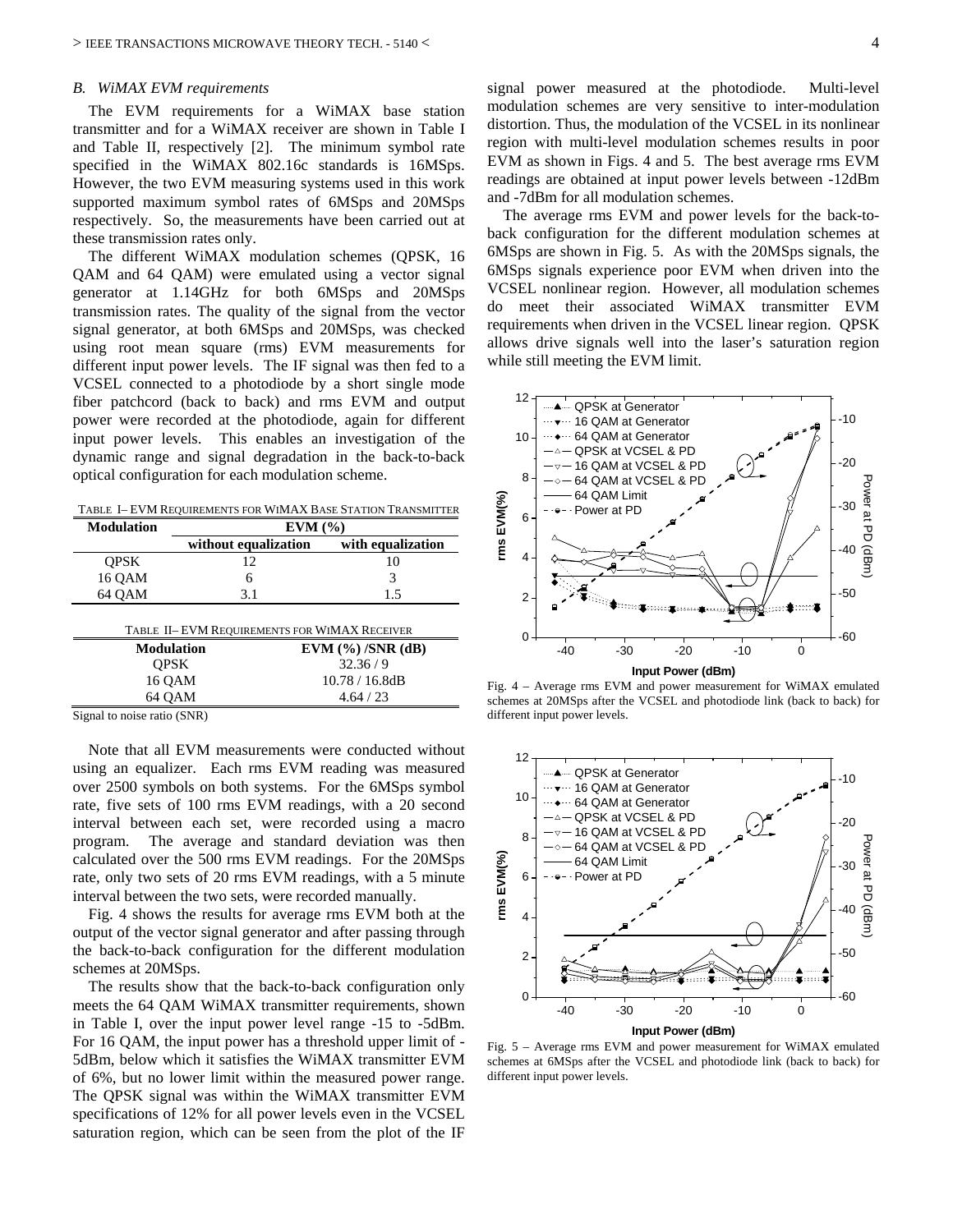### B. *WiMAX EVM requirements*

The EVM requirements for a WiMAX base station transmitter and for a WiMAX receiver are shown in Table I and Table II, respectively [2]. The minimum symbol rate specified in the WiMAX 802.16c standards is 16MSps. However, the two EVM measuring systems used in this work supported maximum symbol rates of 6MSps and 20MSps respectively. So, the measurements have been carried out at these transmission rates only.

The different WiMAX modulation schemes (QPSK, 16 QAM and 64 QAM) were emulated using a vector signal generator at 1.14GHz for both 6MSps and 20MSps transmission rates. The quality of the signal from the vector signal generator, at both 6MSps and 20MSps, was checked using root mean square (rms) EVM measurements for different input power levels. The IF signal was then fed to a VCSEL connected to a photodiode by a short single mode fiber patchcord (back to back) and rms EVM and output power were recorded at the photodiode, again for different input power levels. This enables an investigation of the dynamic range and signal degradation in the back-to-back optical configuration for each modulation scheme.

TABLE I– EVM REQUIREMENTS FOR WIMAX BASE STATION TRANSMITTER

| Modulation | EVM (%) | |
|---|---|---|
| | without equalization | with equalization |
| QPSK | 12 | 10 |
| 16 QAM | 6 | 3 |
| 64 QAM | 3.1 | 1.5 |

TABLE II– EVM REQUIREMENTS FOR WIMAX RECEIVER

| Modulation | EVM (%) /SNR (dB) |
|---|---|
| QPSK | 32.36 / 9 |
| 16 QAM | 10.78 / 16.8dB |
| 64 QAM | 4.64 / 23 |

Signal to noise ratio (SNR)

Note that all EVM measurements were conducted without using an equalizer. Each rms EVM reading was measured over 2500 symbols on both systems. For the 6MSps symbol rate, five sets of 100 rms EVM readings, with a 20 second interval between each set, were recorded using a macro program. The average and standard deviation was then calculated over the 500 rms EVM readings. For the 20MSps rate, only two sets of 20 rms EVM readings, with a 5 minute interval between the two sets, were recorded manually.

Fig. 4 shows the results for average rms EVM both at the output of the vector signal generator and after passing through the back-to-back configuration for the different modulation schemes at 20MSps.

The results show that the back-to-back configuration only meets the 64 QAM WiMAX transmitter requirements, shown in Table I, over the input power level range -15 to -5dBm. For 16 QAM, the input power has a threshold upper limit of -5dBm, below which it satisfies the WiMAX transmitter EVM of 6%, but no lower limit within the measured power range. The QPSK signal was within the WiMAX transmitter EVM specifications of 12% for all power levels even in the VCSEL saturation region, which can be seen from the plot of the IF signal power measured at the photodiode. Multi-level modulation schemes are very sensitive to inter-modulation distortion. Thus, the modulation of the VCSEL in its nonlinear region with multi-level modulation schemes results in poor EVM as shown in Figs. 4 and 5. The best average rms EVM readings are obtained at input power levels between -12dBm and -7dBm for all modulation schemes.

The average rms EVM and power levels for the back-to-back configuration for the different modulation schemes at 6MSps are shown in Fig. 5. As with the 20MSps signals, the 6MSps signals experience poor EVM when driven into the VCSEL nonlinear region. However, all modulation schemes do meet their associated WiMAX transmitter EVM requirements when driven in the VCSEL linear region. QPSK allows drive signals well into the laser's saturation region while still meeting the EVM limit.

Fig. 4 – Average rms EVM and power measurement for WiMAX emulated schemes at 20MSps after the VCSEL and photodiode link (back to back) for different input power levels.

Fig. 5 – Average rms EVM and power measurement for WiMAX emulated schemes at 6MSps after the VCSEL and photodiode link (back to back) for different input power levels.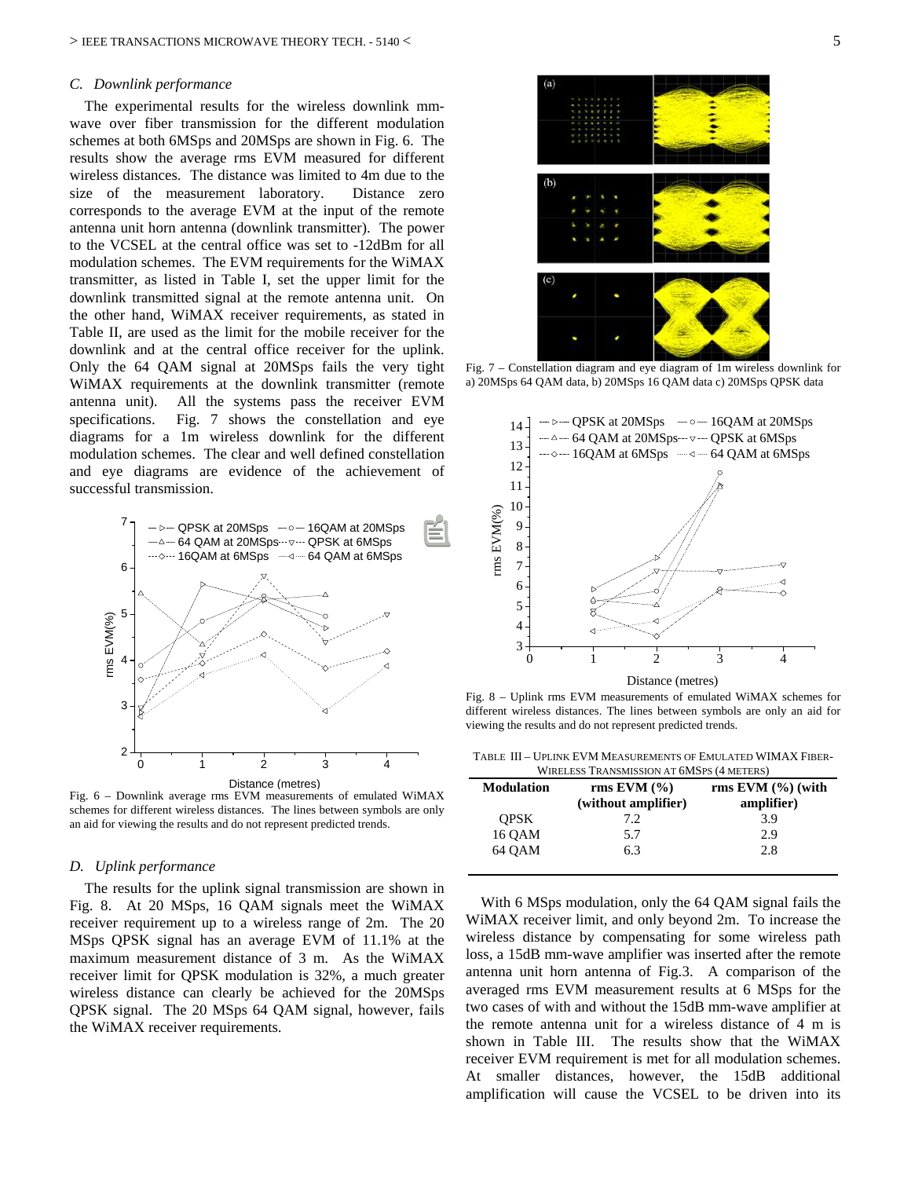### C. Downlink performance

The experimental results for the wireless downlink mm-wave over fiber transmission for the different modulation schemes at both 6MSps and 20MSps are shown in Fig. 6. The results show the average rms EVM measured for different wireless distances. The distance was limited to 4m due to the size of the measurement laboratory. Distance zero corresponds to the average EVM at the input of the remote antenna unit horn antenna (downlink transmitter). The power to the VCSEL at the central office was set to -12dBm for all modulation schemes. The EVM requirements for the WiMAX transmitter, as listed in Table I, set the upper limit for the downlink transmitted signal at the remote antenna unit. On the other hand, WiMAX receiver requirements, as stated in Table II, are used as the limit for the mobile receiver for the downlink and at the central office receiver for the uplink. Only the 64 QAM signal at 20MSps fails the very tight WiMAX requirements at the downlink transmitter (remote antenna unit). All the systems pass the receiver EVM specifications. Fig. 7 shows the constellation and eye diagrams for a 1m wireless downlink for the different modulation schemes. The clear and well defined constellation and eye diagrams are evidence of the achievement of successful transmission.

Fig. 6 – Downlink average rms EVM measurements of emulated WiMAX schemes for different wireless distances. The lines between symbols are only an aid for viewing the results and do not represent predicted trends.

### D. Uplink performance

The results for the uplink signal transmission are shown in Fig. 8. At 20 MSps, 16 QAM signals meet the WiMAX receiver requirement up to a wireless range of 2m. The 20 MSps QPSK signal has an average EVM of 11.1% at the maximum measurement distance of 3 m. As the WiMAX receiver limit for QPSK modulation is 32%, a much greater wireless distance can clearly be achieved for the 20MSps QPSK signal. The 20 MSps 64 QAM signal, however, fails the WiMAX receiver requirements.

Fig. 7 – Constellation diagram and eye diagram of 1m wireless downlink for a) 20MSps 64 QAM data, b) 20MSps 16 QAM data c) 20MSps QPSK data

Fig. 8 – Uplink rms EVM measurements of emulated WiMAX schemes for different wireless distances. The lines between symbols are only an aid for viewing the results and do not represent predicted trends.

TABLE III – UPLINK EVM MEASUREMENTS OF EMULATED WIMAX FIBER-WIRELESS TRANSMISSION AT 6MSPS (4 METERS)

| Modulation | rms EVM (%) (without amplifier) | rms EVM (%) (with amplifier) |
|---|---|---|
| QPSK | 7.2 | 3.9 |
| 16 QAM | 5.7 | 2.9 |
| 64 QAM | 6.3 | 2.8 |

With 6 MSps modulation, only the 64 QAM signal fails the WiMAX receiver limit, and only beyond 2m. To increase the wireless distance by compensating for some wireless path loss, a 15dB mm-wave amplifier was inserted after the remote antenna unit horn antenna of Fig.3. A comparison of the averaged rms EVM measurement results at 6 MSps for the two cases of with and without the 15dB mm-wave amplifier at the remote antenna unit for a wireless distance of 4 m is shown in Table III. The results show that the WiMAX receiver EVM requirement is met for all modulation schemes. At smaller distances, however, the 15dB additional amplification will cause the VCSEL to be driven into its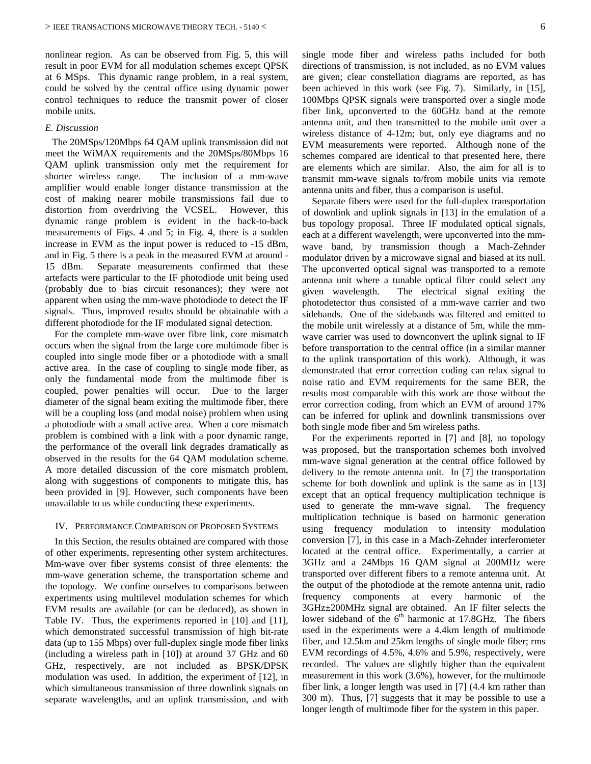nonlinear region. As can be observed from Fig. 5, this will result in poor EVM for all modulation schemes except QPSK at 6 MSps. This dynamic range problem, in a real system, could be solved by the central office using dynamic power control techniques to reduce the transmit power of closer mobile units.

### *E. Discussion*

The 20MSps/120Mbps 64 QAM uplink transmission did not meet the WiMAX requirements and the 20MSps/80Mbps 16 QAM uplink transmission only met the requirement for shorter wireless range. The inclusion of a mm-wave amplifier would enable longer distance transmission at the cost of making nearer mobile transmissions fail due to distortion from overdriving the VCSEL. However, this dynamic range problem is evident in the back-to-back measurements of Figs. 4 and 5; in Fig. 4, there is a sudden increase in EVM as the input power is reduced to -15 dBm, and in Fig. 5 there is a peak in the measured EVM at around -15 dBm. Separate measurements confirmed that these artefacts were particular to the IF photodiode unit being used (probably due to bias circuit resonances); they were not apparent when using the mm-wave photodiode to detect the IF signals. Thus, improved results should be obtainable with a different photodiode for the IF modulated signal detection.

For the complete mm-wave over fibre link, core mismatch occurs when the signal from the large core multimode fiber is coupled into single mode fiber or a photodiode with a small active area. In the case of coupling to single mode fiber, as only the fundamental mode from the multimode fiber is coupled, power penalties will occur. Due to the larger diameter of the signal beam exiting the multimode fiber, there will be a coupling loss (and modal noise) problem when using a photodiode with a small active area. When a core mismatch problem is combined with a link with a poor dynamic range, the performance of the overall link degrades dramatically as observed in the results for the 64 QAM modulation scheme. A more detailed discussion of the core mismatch problem, along with suggestions of components to mitigate this, has been provided in [9]. However, such components have been unavailable to us while conducting these experiments.

## IV. Performance Comparison of Proposed Systems

In this Section, the results obtained are compared with those of other experiments, representing other system architectures. Mm-wave over fiber systems consist of three elements: the mm-wave generation scheme, the transportation scheme and the topology. We confine ourselves to comparisons between experiments using multilevel modulation schemes for which EVM results are available (or can be deduced), as shown in Table IV. Thus, the experiments reported in [10] and [11], which demonstrated successful transmission of high bit-rate data (up to 155 Mbps) over full-duplex single mode fiber links (including a wireless path in [10]) at around 37 GHz and 60 GHz, respectively, are not included as BPSK/DPSK modulation was used. In addition, the experiment of [12], in which simultaneous transmission of three downlink signals on separate wavelengths, and an uplink transmission, and with single mode fiber and wireless paths included for both directions of transmission, is not included, as no EVM values are given; clear constellation diagrams are reported, as has been achieved in this work (see Fig. 7). Similarly, in [15], 100Mbps QPSK signals were transported over a single mode fiber link, upconverted to the 60GHz band at the remote antenna unit, and then transmitted to the mobile unit over a wireless distance of 4-12m; but, only eye diagrams and no EVM measurements were reported. Although none of the schemes compared are identical to that presented here, there are elements which are similar. Also, the aim for all is to transmit mm-wave signals to/from mobile units via remote antenna units and fiber, thus a comparison is useful.

Separate fibers were used for the full-duplex transportation of downlink and uplink signals in [13] in the emulation of a bus topology proposal. Three IF modulated optical signals, each at a different wavelength, were upconverted into the mm-wave band, by transmission though a Mach-Zehnder modulator driven by a microwave signal and biased at its null. The upconverted optical signal was transported to a remote antenna unit where a tunable optical filter could select any given wavelength. The electrical signal exiting the photodetector thus consisted of a mm-wave carrier and two sidebands. One of the sidebands was filtered and emitted to the mobile unit wirelessly at a distance of 5m, while the mm-wave carrier was used to downconvert the uplink signal to IF before transportation to the central office (in a similar manner to the uplink transportation of this work). Although, it was demonstrated that error correction coding can relax signal to noise ratio and EVM requirements for the same BER, the results most comparable with this work are those without the error correction coding, from which an EVM of around 17% can be inferred for uplink and downlink transmissions over both single mode fiber and 5m wireless paths.

For the experiments reported in [7] and [8], no topology was proposed, but the transportation schemes both involved mm-wave signal generation at the central office followed by delivery to the remote antenna unit. In [7] the transportation scheme for both downlink and uplink is the same as in [13] except that an optical frequency multiplication technique is used to generate the mm-wave signal. The frequency multiplication technique is based on harmonic generation using frequency modulation to intensity modulation conversion [7], in this case in a Mach-Zehnder interferometer located at the central office. Experimentally, a carrier at 3GHz and a 24Mbps 16 QAM signal at 200MHz were transported over different fibers to a remote antenna unit. At the output of the photodiode at the remote antenna unit, radio frequency components at every harmonic of the 3GHz±200MHz signal are obtained. An IF filter selects the lower sideband of the 6[th] harmonic at 17.8GHz. The fibers used in the experiments were a 4.4km length of multimode fiber, and 12.5km and 25km lengths of single mode fiber; rms EVM recordings of 4.5%, 4.6% and 5.9%, respectively, were recorded. The values are slightly higher than the equivalent measurement in this work (3.6%), however, for the multimode fiber link, a longer length was used in [7] (4.4 km rather than 300 m). Thus, [7] suggests that it may be possible to use a longer length of multimode fiber for the system in this paper.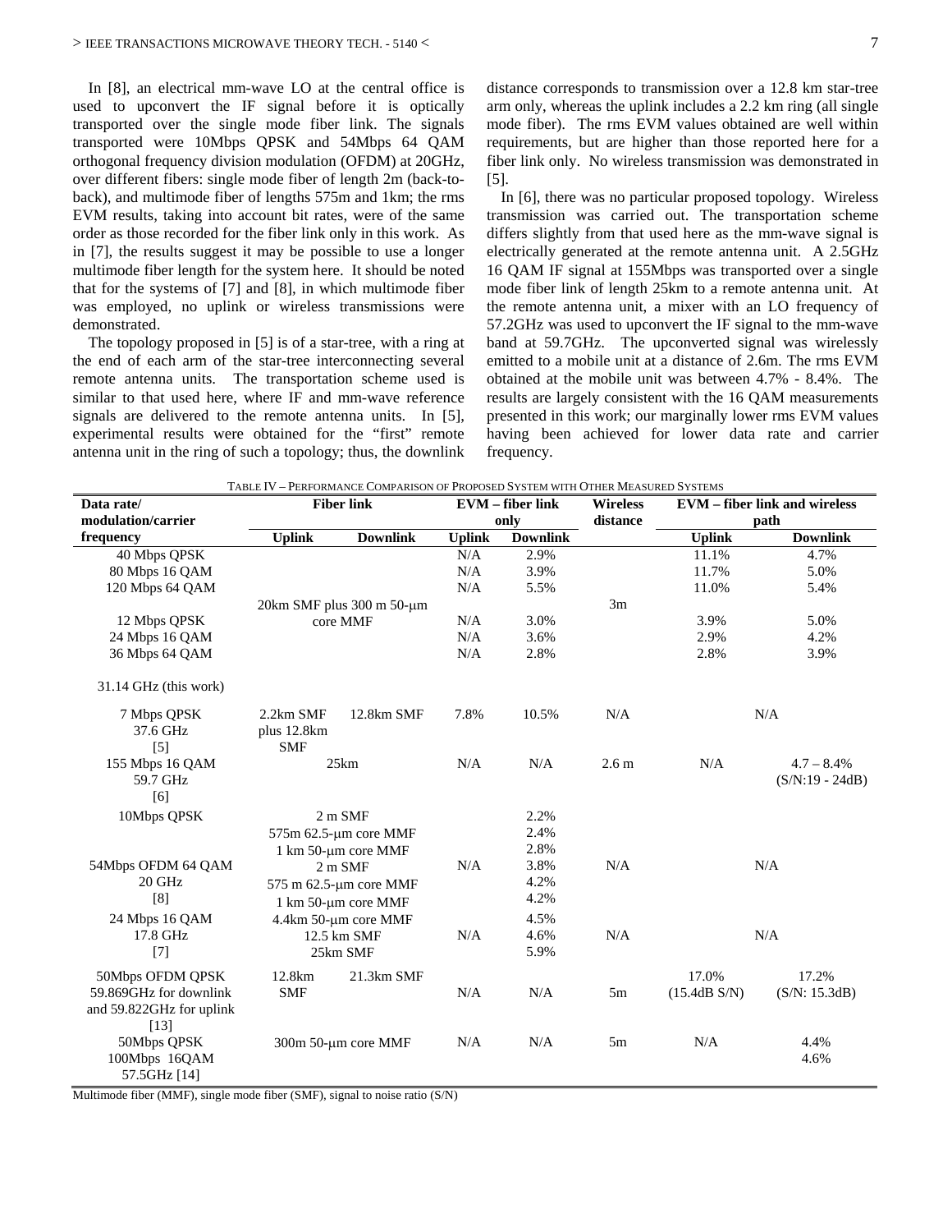In [8], an electrical mm-wave LO at the central office is used to upconvert the IF signal before it is optically transported over the single mode fiber link. The signals transported were 10Mbps QPSK and 54Mbps 64 QAM orthogonal frequency division modulation (OFDM) at 20GHz, over different fibers: single mode fiber of length 2m (back-to-back), and multimode fiber of lengths 575m and 1km; the rms EVM results, taking into account bit rates, were of the same order as those recorded for the fiber link only in this work. As in [7], the results suggest it may be possible to use a longer multimode fiber length for the system here. It should be noted that for the systems of [7] and [8], in which multimode fiber was employed, no uplink or wireless transmissions were demonstrated.

The topology proposed in [5] is of a star-tree, with a ring at the end of each arm of the star-tree interconnecting several remote antenna units. The transportation scheme used is similar to that used here, where IF and mm-wave reference signals are delivered to the remote antenna units. In [5], experimental results were obtained for the "first" remote antenna unit in the ring of such a topology; thus, the downlink distance corresponds to transmission over a 12.8 km star-tree arm only, whereas the uplink includes a 2.2 km ring (all single mode fiber). The rms EVM values obtained are well within requirements, but are higher than those reported here for a fiber link only. No wireless transmission was demonstrated in [5].

In [6], there was no particular proposed topology. Wireless transmission was carried out. The transportation scheme differs slightly from that used here as the mm-wave signal is electrically generated at the remote antenna unit. A 2.5GHz 16 QAM IF signal at 155Mbps was transported over a single mode fiber link of length 25km to a remote antenna unit. At the remote antenna unit, a mixer with an LO frequency of 57.2GHz was used to upconvert the IF signal to the mm-wave band at 59.7GHz. The upconverted signal was wirelessly emitted to a mobile unit at a distance of 2.6m. The rms EVM obtained at the mobile unit was between 4.7% - 8.4%. The results are largely consistent with the 16 QAM measurements presented in this work; our marginally lower rms EVM values having been achieved for lower data rate and carrier frequency.

TABLE IV – PERFORMANCE COMPARISON OF PROPOSED SYSTEM WITH OTHER MEASURED SYSTEMS

| Data rate/ modulation/carrier frequency | Fiber link | | EVM – fiber link only | | Wireless distance | EVM – fiber link and wireless path | |
|---|---|---|---|---|---|---|---|
| | Uplink | Downlink | Uplink | Downlink | | Uplink | Downlink |
| 40 Mbps QPSK | 20km SMF plus 300 m 50-μm core MMF | | N/A | 2.9% | 3m | 11.1% | 4.7% |
| 80 Mbps 16 QAM | | | N/A | 3.9% | | 11.7% | 5.0% |
| 120 Mbps 64 QAM | | | N/A | 5.5% | | 11.0% | 5.4% |
| 12 Mbps QPSK | | | N/A | 3.0% | | 3.9% | 5.0% |
| 24 Mbps 16 QAM | | | N/A | 3.6% | | 2.9% | 4.2% |
| 36 Mbps 64 QAM | | | N/A | 2.8% | | 2.8% | 3.9% |
| 31.14 GHz (this work) | | | | | | | |
| 7 Mbps QPSK 37.6 GHz [5] | 2.2km SMF plus 12.8km SMF | 12.8km SMF | 7.8% | 10.5% | N/A | N/A | |
| 155 Mbps 16 QAM 59.7 GHz [6] | 25km | | N/A | N/A | 2.6 m | N/A | 4.7 – 8.4% (S/N:19 - 24dB) |
| 10Mbps QPSK | 2 m SMF | | N/A | 2.2% | N/A | N/A | |
| | 575m 62.5-μm core MMF | | | 2.4% | | | |
| | 1 km 50-μm core MMF | | | 2.8% | | | |
| 54Mbps OFDM 64 QAM | 2 m SMF | | | 3.8% | | | |
| 20 GHz | 575 m 62.5-μm core MMF | | | 4.2% | | | |
| [8] | 1 km 50-μm core MMF | | | 4.2% | | | |
| 24 Mbps 16 QAM | 4.4km 50-μm core MMF | | N/A | 4.5% | N/A | N/A | |
| 17.8 GHz | 12.5 km SMF | | | 4.6% | | | |
| [7] | 25km SMF | | | 5.9% | | | |
| 50Mbps OFDM QPSK 59.869GHz for downlink and 59.822GHz for uplink [13] | 12.8km SMF | 21.3km SMF | N/A | N/A | 5m | 17.0% (15.4dB S/N) | 17.2% (S/N: 15.3dB) |
| 50Mbps QPSK 100Mbps 16QAM 57.5GHz [14] | 300m 50-μm core MMF | | N/A | N/A | 5m | N/A | 4.4% 4.6% |

Multimode fiber (MMF), single mode fiber (SMF), signal to noise ratio (S/N)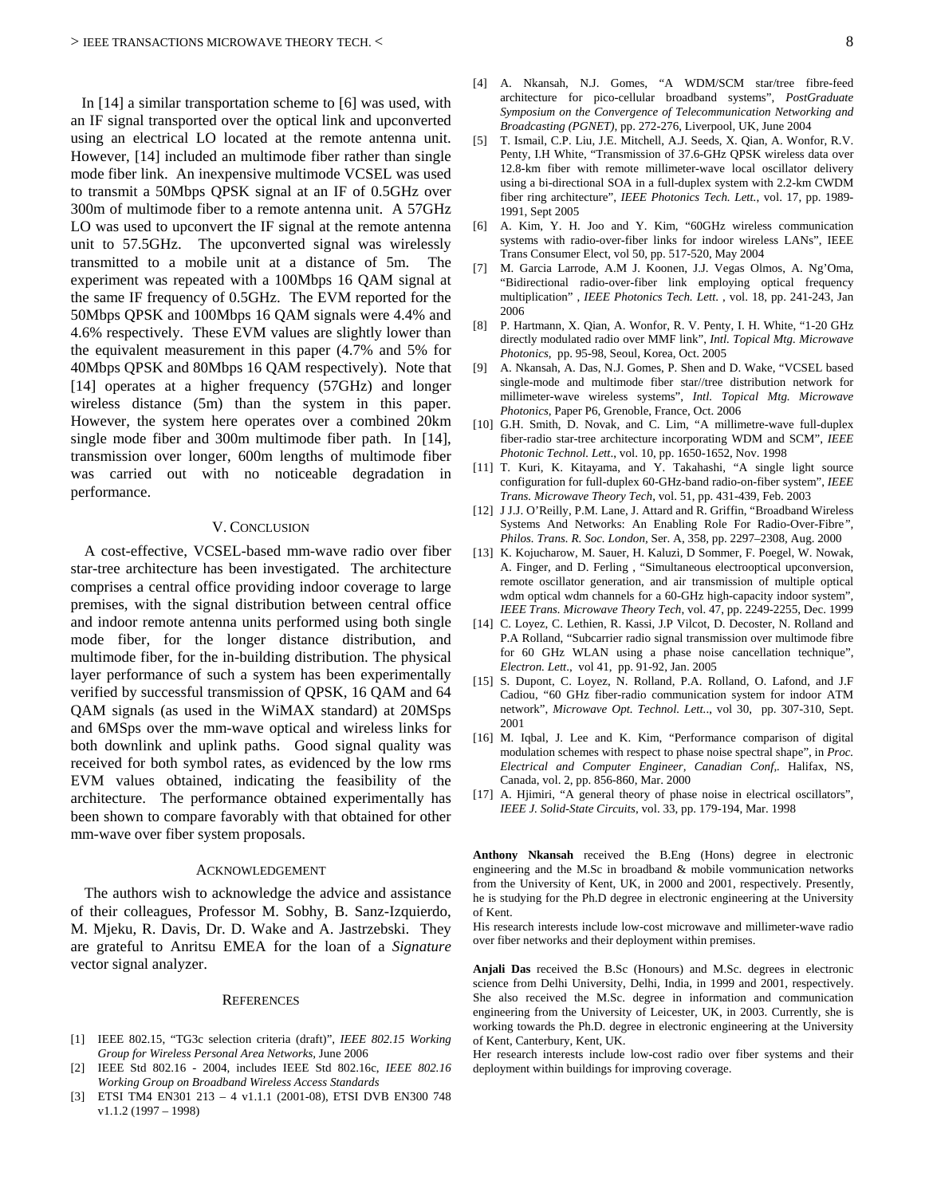In [14] a similar transportation scheme to [6] was used, with an IF signal transported over the optical link and upconverted using an electrical LO located at the remote antenna unit. However, [14] included an multimode fiber rather than single mode fiber link. An inexpensive multimode VCSEL was used to transmit a 50Mbps QPSK signal at an IF of 0.5GHz over 300m of multimode fiber to a remote antenna unit. A 57GHz LO was used to upconvert the IF signal at the remote antenna unit to 57.5GHz. The upconverted signal was wirelessly transmitted to a mobile unit at a distance of 5m. The experiment was repeated with a 100Mbps 16 QAM signal at the same IF frequency of 0.5GHz. The EVM reported for the 50Mbps QPSK and 100Mbps 16 QAM signals were 4.4% and 4.6% respectively. These EVM values are slightly lower than the equivalent measurement in this paper (4.7% and 5% for 40Mbps QPSK and 80Mbps 16 QAM respectively). Note that [14] operates at a higher frequency (57GHz) and longer wireless distance (5m) than the system in this paper. However, the system here operates over a combined 20km single mode fiber and 300m multimode fiber path. In [14], transmission over longer, 600m lengths of multimode fiber was carried out with no noticeable degradation in performance.

## V. Conclusion

A cost-effective, VCSEL-based mm-wave radio over fiber star-tree architecture has been investigated. The architecture comprises a central office providing indoor coverage to large premises, with the signal distribution between central office and indoor remote antenna units performed using both single mode fiber, for the longer distance distribution, and multimode fiber, for the in-building distribution. The physical layer performance of such a system has been experimentally verified by successful transmission of QPSK, 16 QAM and 64 QAM signals (as used in the WiMAX standard) at 20MSps and 6MSps over the mm-wave optical and wireless links for both downlink and uplink paths. Good signal quality was received for both symbol rates, as evidenced by the low rms EVM values obtained, indicating the feasibility of the architecture. The performance obtained experimentally has been shown to compare favorably with that obtained for other mm-wave over fiber system proposals.

## Acknowledgement

The authors wish to acknowledge the advice and assistance of their colleagues, Professor M. Sobhy, B. Sanz-Izquierdo, M. Mjeku, R. Davis, Dr. D. Wake and A. Jastrzebski. They are grateful to Anritsu EMEA for the loan of a *Signature* vector signal analyzer.

## References

[1] IEEE 802.15, "TG3c selection criteria (draft)", *IEEE 802.15 Working Group for Wireless Personal Area Networks*, June 2006

[2] IEEE Std 802.16 - 2004, includes IEEE Std 802.16c, *IEEE 802.16 Working Group on Broadband Wireless Access Standards*

[3] ETSI TM4 EN301 213 – 4 v1.1.1 (2001-08), ETSI DVB EN300 748 v1.1.2 (1997 – 1998)

[4] A. Nkansah, N.J. Gomes, "A WDM/SCM star/tree fibre-feed architecture for pico-cellular broadband systems", *PostGraduate Symposium on the Convergence of Telecommunication Networking and Broadcasting (PGNET)*, pp. 272-276, Liverpool, UK, June 2004

[5] T. Ismail, C.P. Liu, J.E. Mitchell, A.J. Seeds, X. Qian, A. Wonfor, R.V. Penty, I.H White, "Transmission of 37.6-GHz QPSK wireless data over 12.8-km fiber with remote millimeter-wave local oscillator delivery using a bi-directional SOA in a full-duplex system with 2.2-km CWDM fiber ring architecture", *IEEE Photonics Tech. Lett.*, vol. 17, pp. 1989-1991, Sept 2005

[6] A. Kim, Y. H. Joo and Y. Kim, "60GHz wireless communication systems with radio-over-fiber links for indoor wireless LANs", IEEE Trans Consumer Elect, vol 50, pp. 517-520, May 2004

[7] M. Garcia Larrode, A.M J. Koonen, J.J. Vegas Olmos, A. Ng'Oma, "Bidirectional radio-over-fiber link employing optical frequency multiplication" , *IEEE Photonics Tech. Lett.* , vol. 18, pp. 241-243, Jan 2006

[8] P. Hartmann, X. Qian, A. Wonfor, R. V. Penty, I. H. White, "1-20 GHz directly modulated radio over MMF link", *Intl. Topical Mtg. Microwave Photonics*, pp. 95-98, Seoul, Korea, Oct. 2005

[9] A. Nkansah, A. Das, N.J. Gomes, P. Shen and D. Wake, "VCSEL based single-mode and multimode fiber star//tree distribution network for millimeter-wave wireless systems", *Intl. Topical Mtg. Microwave Photonics*, Paper P6, Grenoble, France, Oct. 2006

[10] G.H. Smith, D. Novak, and C. Lim, "A millimetre-wave full-duplex fiber-radio star-tree architecture incorporating WDM and SCM", *IEEE Photonic Technol. Lett*., vol. 10, pp. 1650-1652, Nov. 1998

[11] T. Kuri, K. Kitayama, and Y. Takahashi, "A single light source configuration for full-duplex 60-GHz-band radio-on-fiber system", *IEEE Trans. Microwave Theory Tech*, vol. 51, pp. 431-439, Feb. 2003

[12] J J.J. O'Reilly, P.M. Lane, J. Attard and R. Griffin, "Broadband Wireless Systems And Networks: An Enabling Role For Radio-Over-Fibre", *Philos. Trans. R. Soc. London*, Ser. A, 358, pp. 2297–2308, Aug. 2000

[13] K. Kojucharow, M. Sauer, H. Kaluzi, D Sommer, F. Poegel, W. Nowak, A. Finger, and D. Ferling , "Simultaneous electrooptical upconversion, remote oscillator generation, and air transmission of multiple optical wdm optical wdm channels for a 60-GHz high-capacity indoor system", *IEEE Trans. Microwave Theory Tech*, vol. 47, pp. 2249-2255, Dec. 1999

[14] C. Loyez, C. Lethien, R. Kassi, J.P Vilcot, D. Decoster, N. Rolland and P.A Rolland, "Subcarrier radio signal transmission over multimode fibre for 60 GHz WLAN using a phase noise cancellation technique", *Electron. Lett*., vol 41, pp. 91-92, Jan. 2005

[15] S. Dupont, C. Loyez, N. Rolland, P.A. Rolland, O. Lafond, and J.F Cadiou, "60 GHz fiber-radio communication system for indoor ATM network", *Microwave Opt. Technol. Lett*.., vol 30, pp. 307-310, Sept. 2001

[16] M. Iqbal, J. Lee and K. Kim, "Performance comparison of digital modulation schemes with respect to phase noise spectral shape", in *Proc. Electrical and Computer Engineer, Canadian Conf*,. Halifax, NS, Canada, vol. 2, pp. 856-860, Mar. 2000

[17] A. Hjimiri, "A general theory of phase noise in electrical oscillators", *IEEE J. Solid-State Circuits*, vol. 33, pp. 179-194, Mar. 1998

**Anthony Nkansah** received the B.Eng (Hons) degree in electronic engineering and the M.Sc in broadband & mobile vommunication networks from the University of Kent, UK, in 2000 and 2001, respectively. Presently, he is studying for the Ph.D degree in electronic engineering at the University of Kent.

His research interests include low-cost microwave and millimeter-wave radio over fiber networks and their deployment within premises.

**Anjali Das** received the B.Sc (Honours) and M.Sc. degrees in electronic science from Delhi University, Delhi, India, in 1999 and 2001, respectively. She also received the M.Sc. degree in information and communication engineering from the University of Leicester, UK, in 2003. Currently, she is working towards the Ph.D. degree in electronic engineering at the University of Kent, Canterbury, Kent, UK.

Her research interests include low-cost radio over fiber systems and their deployment within buildings for improving coverage.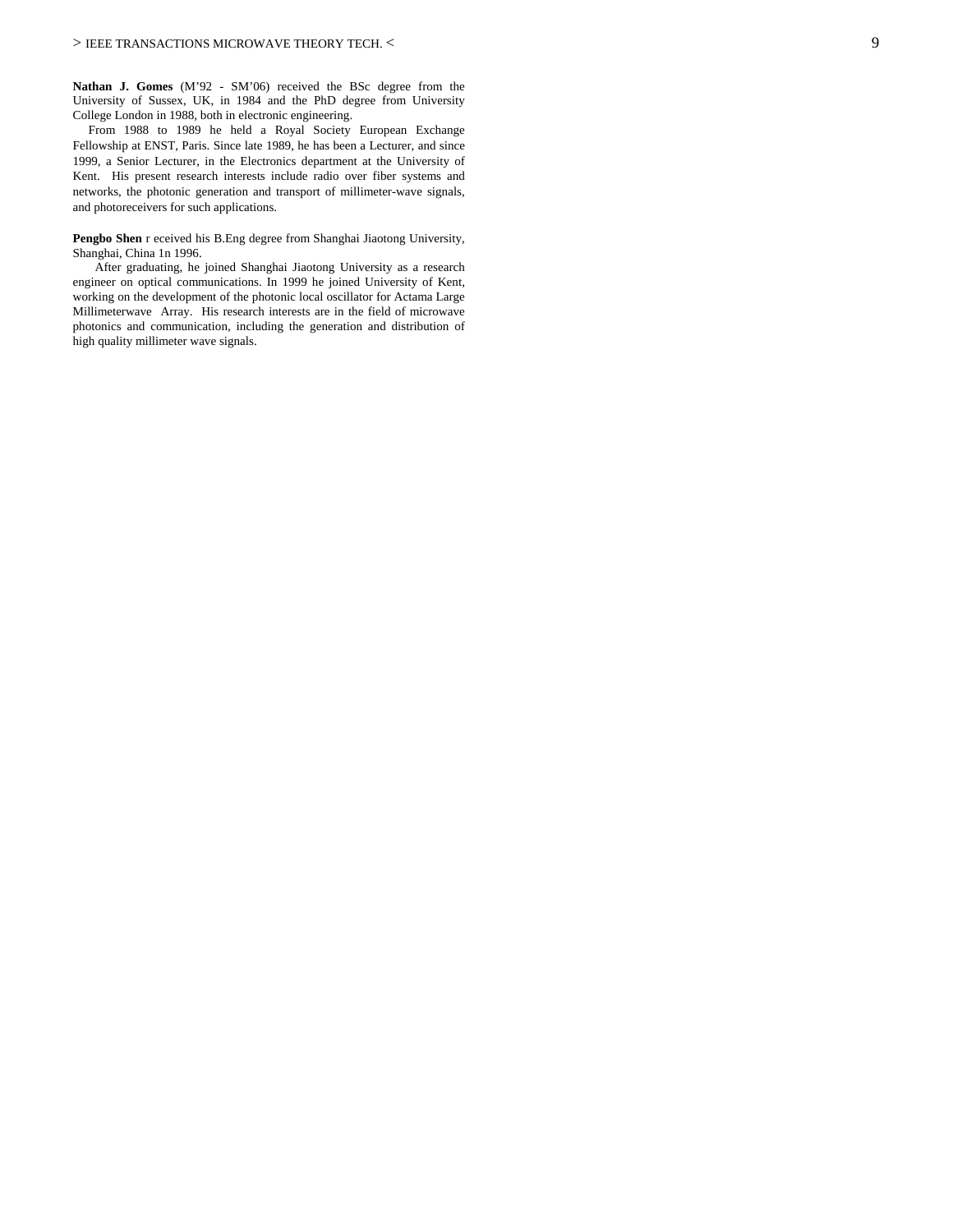**Nathan J. Gomes** (M'92 - SM'06) received the BSc degree from the University of Sussex, UK, in 1984 and the PhD degree from University College London in 1988, both in electronic engineering.

From 1988 to 1989 he held a Royal Society European Exchange Fellowship at ENST, Paris. Since late 1989, he has been a Lecturer, and since 1999, a Senior Lecturer, in the Electronics department at the University of Kent. His present research interests include radio over fiber systems and networks, the photonic generation and transport of millimeter-wave signals, and photoreceivers for such applications.

**Pengbo Shen** r eceived his B.Eng degree from Shanghai Jiaotong University, Shanghai, China 1n 1996.

After graduating, he joined Shanghai Jiaotong University as a research engineer on optical communications. In 1999 he joined University of Kent, working on the development of the photonic local oscillator for Actama Large Millimeterwave Array. His research interests are in the field of microwave photonics and communication, including the generation and distribution of high quality millimeter wave signals.